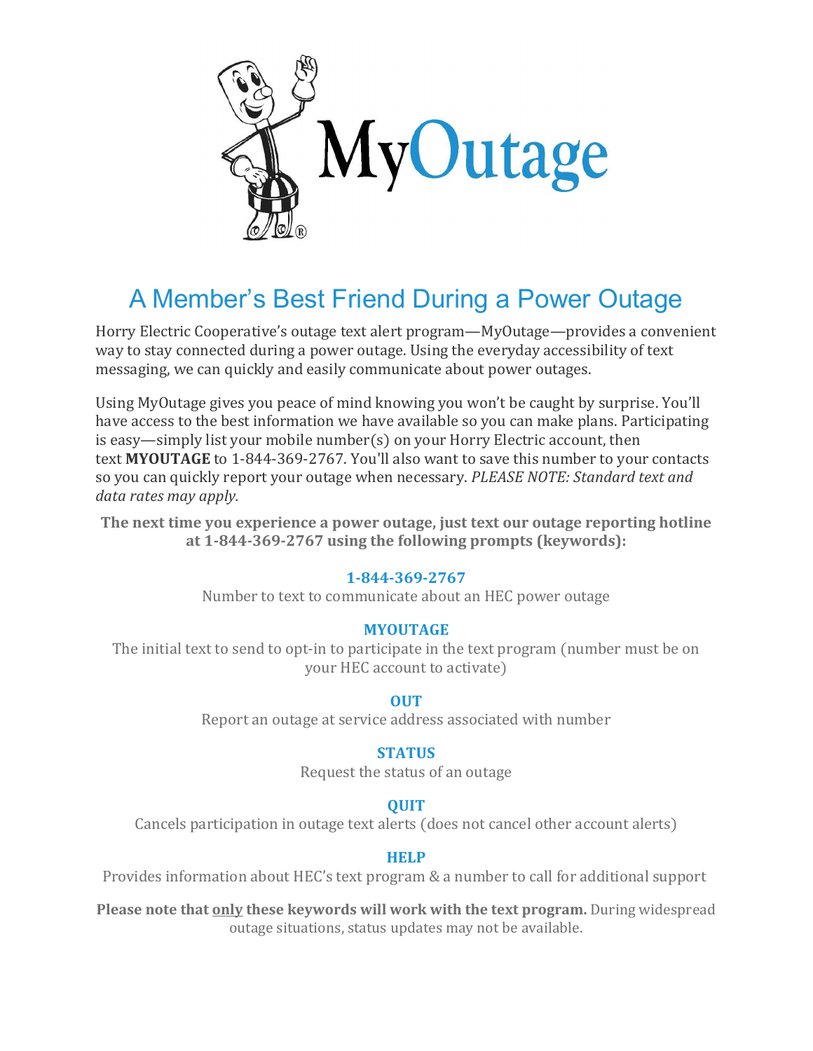# MyOutage

## A Member's Best Friend During a Power Outage

Horry Electric Cooperative's outage text alert program—MyOutage—provides a convenient way to stay connected during a power outage. Using the everyday accessibility of text messaging, we can quickly and easily communicate about power outages.

Using MyOutage gives you peace of mind knowing you won't be caught by surprise. You'll have access to the best information we have available so you can make plans. Participating is easy—simply list your mobile number(s) on your Horry Electric account, then text **MYOUTAGE** to 1-844-369-2767. You'll also want to save this number to your contacts so you can quickly report your outage when necessary. *PLEASE NOTE: Standard text and data rates may apply.*

**The next time you experience a power outage, just text our outage reporting hotline at 1-844-369-2767 using the following prompts (keywords):**

**1-844-369-2767**
Number to text to communicate about an HEC power outage

**MYOUTAGE**
The initial text to send to opt-in to participate in the text program (number must be on your HEC account to activate)

**OUT**
Report an outage at service address associated with number

**STATUS**
Request the status of an outage

**QUIT**
Cancels participation in outage text alerts (does not cancel other account alerts)

**HELP**
Provides information about HEC's text program & a number to call for additional support

**Please note that <u>only</u> these keywords will work with the text program.** During widespread outage situations, status updates may not be available.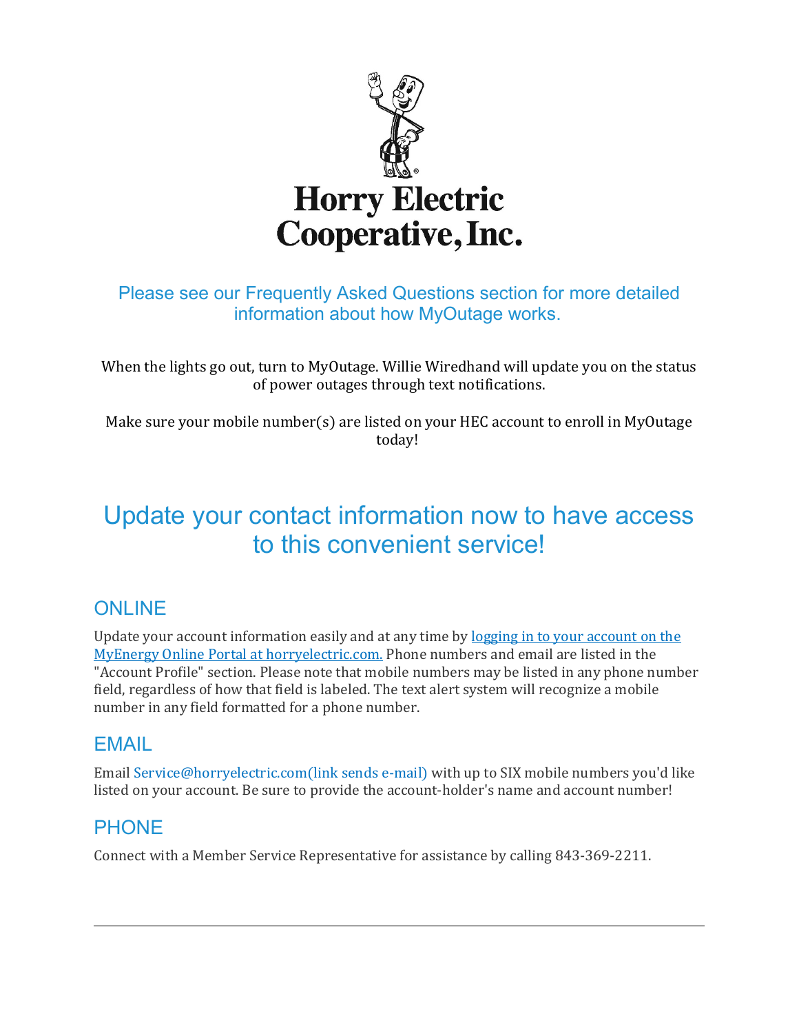# Horry Electric Cooperative, Inc.

Please see our Frequently Asked Questions section for more detailed information about how MyOutage works.

When the lights go out, turn to MyOutage. Willie Wiredhand will update you on the status of power outages through text notifications.

Make sure your mobile number(s) are listed on your HEC account to enroll in MyOutage today!

## Update your contact information now to have access to this convenient service!

### ONLINE

Update your account information easily and at any time by logging in to your account on the MyEnergy Online Portal at horryelectric.com. Phone numbers and email are listed in the "Account Profile" section. Please note that mobile numbers may be listed in any phone number field, regardless of how that field is labeled. The text alert system will recognize a mobile number in any field formatted for a phone number.

### EMAIL

Email Service@horryelectric.com(link sends e-mail) with up to SIX mobile numbers you'd like listed on your account. Be sure to provide the account-holder's name and account number!

### PHONE

Connect with a Member Service Representative for assistance by calling 843-369-2211.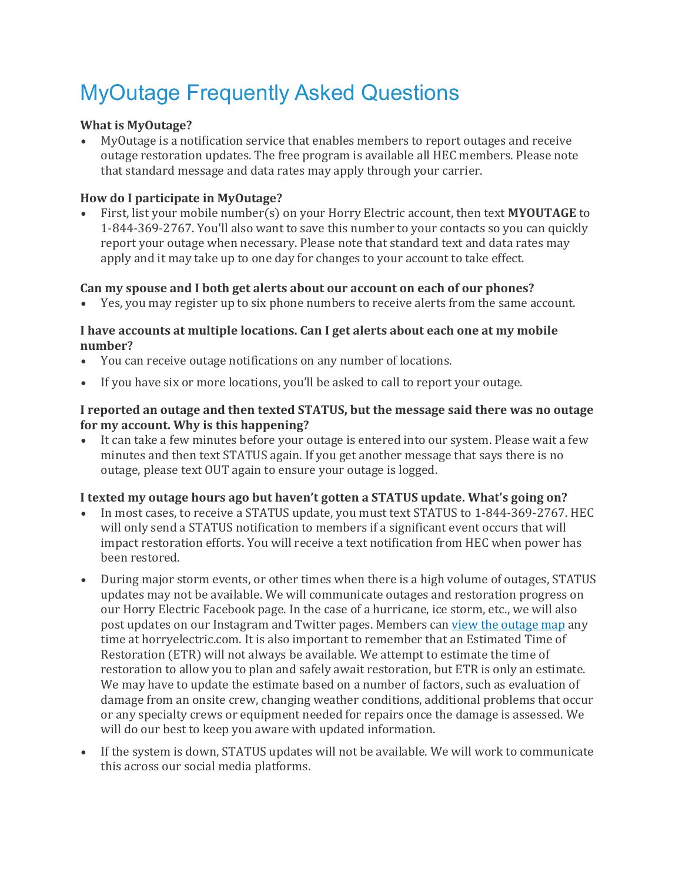# MyOutage Frequently Asked Questions

**What is MyOutage?**

- MyOutage is a notification service that enables members to report outages and receive outage restoration updates. The free program is available all HEC members. Please note that standard message and data rates may apply through your carrier.

**How do I participate in MyOutage?**

- First, list your mobile number(s) on your Horry Electric account, then text **MYOUTAGE** to 1-844-369-2767. You'll also want to save this number to your contacts so you can quickly report your outage when necessary. Please note that standard text and data rates may apply and it may take up to one day for changes to your account to take effect.

**Can my spouse and I both get alerts about our account on each of our phones?**

- Yes, you may register up to six phone numbers to receive alerts from the same account.

**I have accounts at multiple locations. Can I get alerts about each one at my mobile number?**

- You can receive outage notifications on any number of locations.
- If you have six or more locations, you'll be asked to call to report your outage.

**I reported an outage and then texted STATUS, but the message said there was no outage for my account. Why is this happening?**

- It can take a few minutes before your outage is entered into our system. Please wait a few minutes and then text STATUS again. If you get another message that says there is no outage, please text OUT again to ensure your outage is logged.

**I texted my outage hours ago but haven't gotten a STATUS update. What's going on?**

- In most cases, to receive a STATUS update, you must text STATUS to 1-844-369-2767. HEC will only send a STATUS notification to members if a significant event occurs that will impact restoration efforts. You will receive a text notification from HEC when power has been restored.
- During major storm events, or other times when there is a high volume of outages, STATUS updates may not be available. We will communicate outages and restoration progress on our Horry Electric Facebook page. In the case of a hurricane, ice storm, etc., we will also post updates on our Instagram and Twitter pages. Members can view the outage map any time at horryelectric.com. It is also important to remember that an Estimated Time of Restoration (ETR) will not always be available. We attempt to estimate the time of restoration to allow you to plan and safely await restoration, but ETR is only an estimate. We may have to update the estimate based on a number of factors, such as evaluation of damage from an onsite crew, changing weather conditions, additional problems that occur or any specialty crews or equipment needed for repairs once the damage is assessed. We will do our best to keep you aware with updated information.
- If the system is down, STATUS updates will not be available. We will work to communicate this across our social media platforms.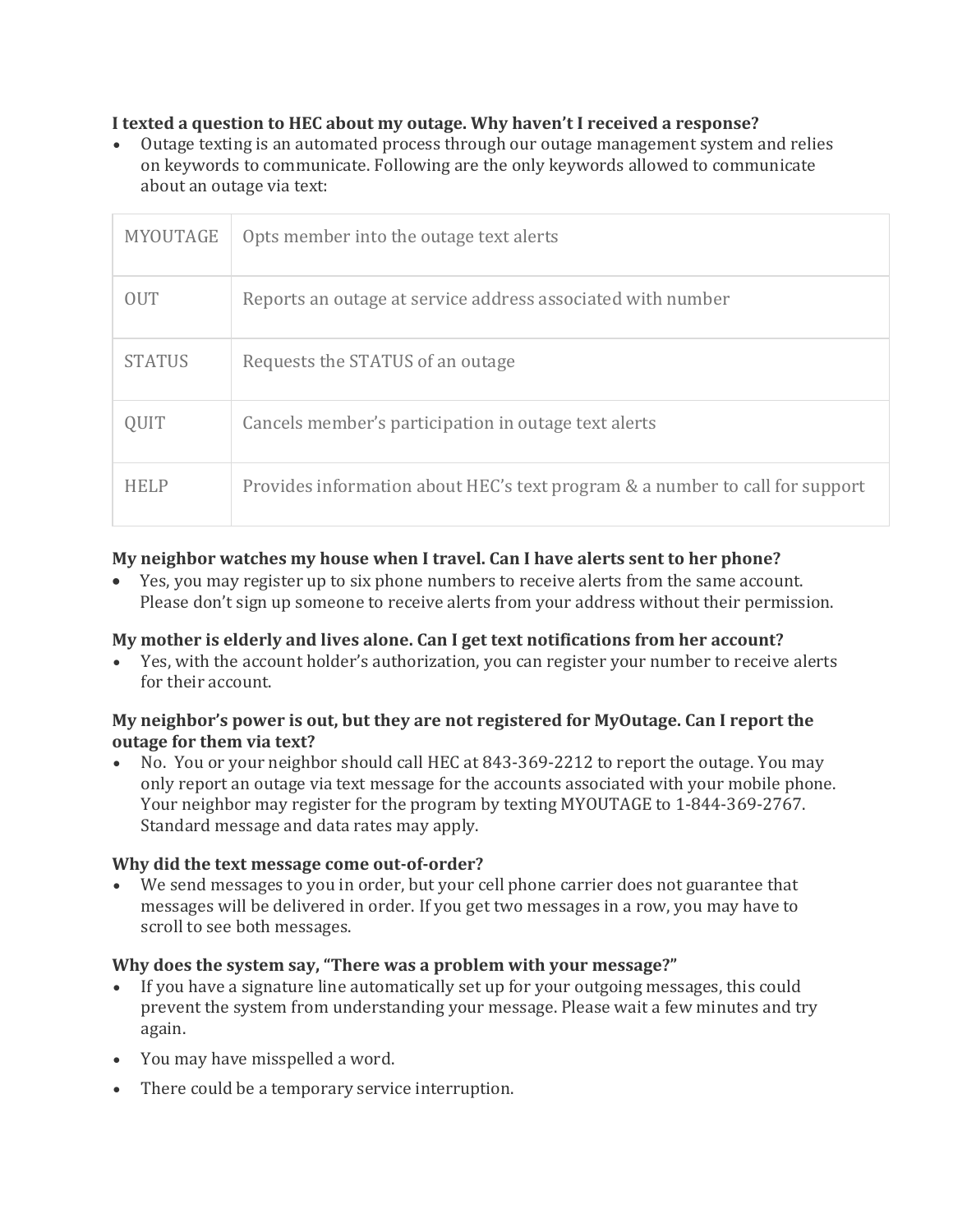**I texted a question to HEC about my outage. Why haven't I received a response?**

- Outage texting is an automated process through our outage management system and relies on keywords to communicate. Following are the only keywords allowed to communicate about an outage via text:

| | |
|---|---|
| MYOUTAGE | Opts member into the outage text alerts |
| OUT | Reports an outage at service address associated with number |
| STATUS | Requests the STATUS of an outage |
| QUIT | Cancels member's participation in outage text alerts |
| HELP | Provides information about HEC's text program & a number to call for support |

**My neighbor watches my house when I travel. Can I have alerts sent to her phone?**

- Yes, you may register up to six phone numbers to receive alerts from the same account. Please don't sign up someone to receive alerts from your address without their permission.

**My mother is elderly and lives alone. Can I get text notifications from her account?**

- Yes, with the account holder's authorization, you can register your number to receive alerts for their account.

**My neighbor's power is out, but they are not registered for MyOutage. Can I report the outage for them via text?**

- No. You or your neighbor should call HEC at 843-369-2212 to report the outage. You may only report an outage via text message for the accounts associated with your mobile phone. Your neighbor may register for the program by texting MYOUTAGE to 1-844-369-2767. Standard message and data rates may apply.

**Why did the text message come out-of-order?**

- We send messages to you in order, but your cell phone carrier does not guarantee that messages will be delivered in order. If you get two messages in a row, you may have to scroll to see both messages.

**Why does the system say, "There was a problem with your message?"**

- If you have a signature line automatically set up for your outgoing messages, this could prevent the system from understanding your message. Please wait a few minutes and try again.
- You may have misspelled a word.
- There could be a temporary service interruption.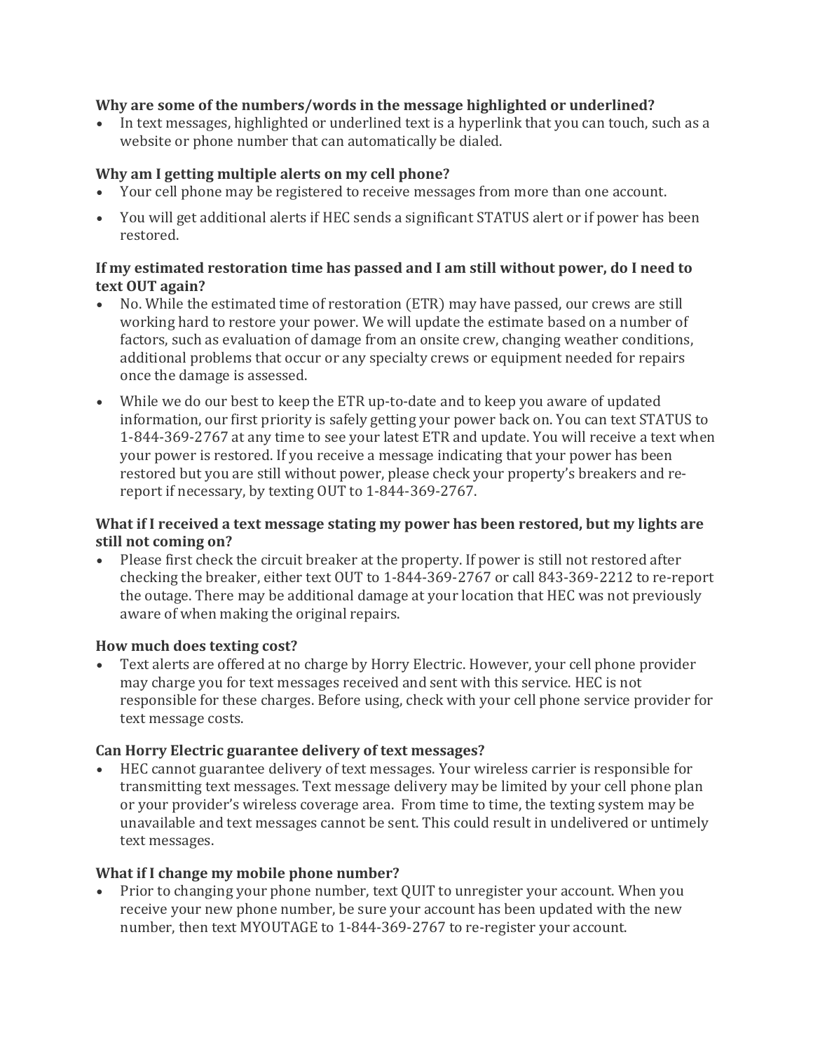**Why are some of the numbers/words in the message highlighted or underlined?**

- In text messages, highlighted or underlined text is a hyperlink that you can touch, such as a website or phone number that can automatically be dialed.

**Why am I getting multiple alerts on my cell phone?**

- Your cell phone may be registered to receive messages from more than one account.
- You will get additional alerts if HEC sends a significant STATUS alert or if power has been restored.

**If my estimated restoration time has passed and I am still without power, do I need to text OUT again?**

- No. While the estimated time of restoration (ETR) may have passed, our crews are still working hard to restore your power. We will update the estimate based on a number of factors, such as evaluation of damage from an onsite crew, changing weather conditions, additional problems that occur or any specialty crews or equipment needed for repairs once the damage is assessed.
- While we do our best to keep the ETR up-to-date and to keep you aware of updated information, our first priority is safely getting your power back on. You can text STATUS to 1-844-369-2767 at any time to see your latest ETR and update. You will receive a text when your power is restored. If you receive a message indicating that your power has been restored but you are still without power, please check your property's breakers and re-report if necessary, by texting OUT to 1-844-369-2767.

**What if I received a text message stating my power has been restored, but my lights are still not coming on?**

- Please first check the circuit breaker at the property. If power is still not restored after checking the breaker, either text OUT to 1-844-369-2767 or call 843-369-2212 to re-report the outage. There may be additional damage at your location that HEC was not previously aware of when making the original repairs.

**How much does texting cost?**

- Text alerts are offered at no charge by Horry Electric. However, your cell phone provider may charge you for text messages received and sent with this service. HEC is not responsible for these charges. Before using, check with your cell phone service provider for text message costs.

**Can Horry Electric guarantee delivery of text messages?**

- HEC cannot guarantee delivery of text messages. Your wireless carrier is responsible for transmitting text messages. Text message delivery may be limited by your cell phone plan or your provider's wireless coverage area. From time to time, the texting system may be unavailable and text messages cannot be sent. This could result in undelivered or untimely text messages.

**What if I change my mobile phone number?**

- Prior to changing your phone number, text QUIT to unregister your account. When you receive your new phone number, be sure your account has been updated with the new number, then text MYOUTAGE to 1-844-369-2767 to re-register your account.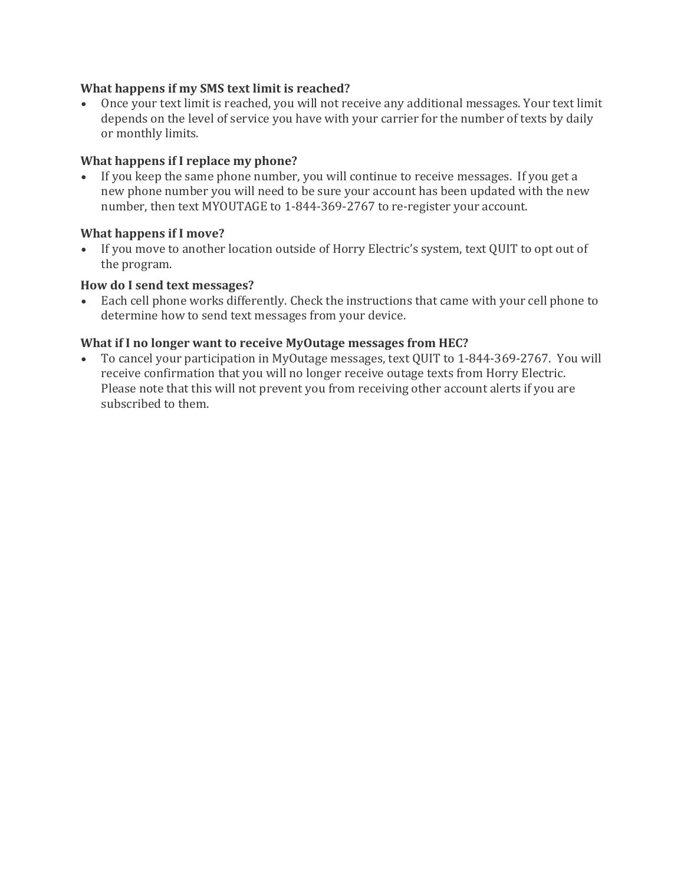**What happens if my SMS text limit is reached?**

- Once your text limit is reached, you will not receive any additional messages. Your text limit depends on the level of service you have with your carrier for the number of texts by daily or monthly limits.

**What happens if I replace my phone?**

- If you keep the same phone number, you will continue to receive messages. If you get a new phone number you will need to be sure your account has been updated with the new number, then text MYOUTAGE to 1-844-369-2767 to re-register your account.

**What happens if I move?**

- If you move to another location outside of Horry Electric's system, text QUIT to opt out of the program.

**How do I send text messages?**

- Each cell phone works differently. Check the instructions that came with your cell phone to determine how to send text messages from your device.

**What if I no longer want to receive MyOutage messages from HEC?**

- To cancel your participation in MyOutage messages, text QUIT to 1-844-369-2767. You will receive confirmation that you will no longer receive outage texts from Horry Electric. Please note that this will not prevent you from receiving other account alerts if you are subscribed to them.